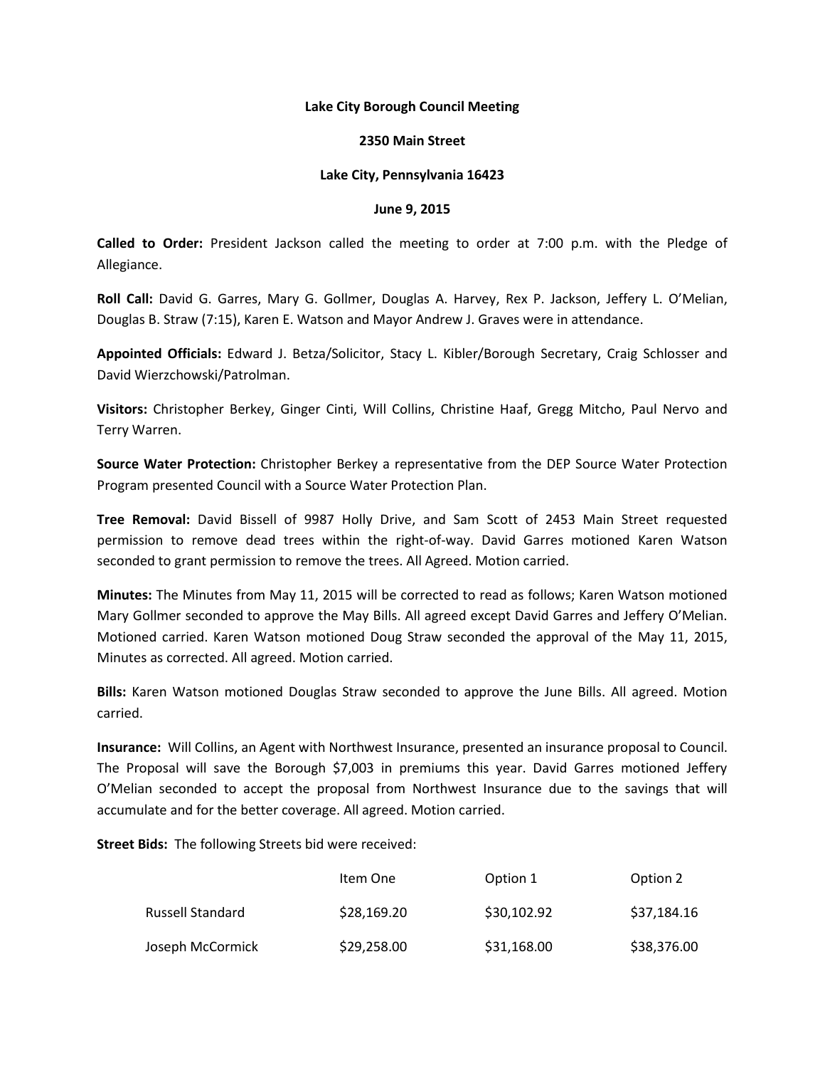**Lake City Borough Council Meeting**

**2350 Main Street**

**Lake City, Pennsylvania 16423**

**June 9, 2015**

**Called to Order:** President Jackson called the meeting to order at 7:00 p.m. with the Pledge of Allegiance.

**Roll Call:** David G. Garres, Mary G. Gollmer, Douglas A. Harvey, Rex P. Jackson, Jeffery L. O'Melian, Douglas B. Straw (7:15), Karen E. Watson and Mayor Andrew J. Graves were in attendance.

**Appointed Officials:** Edward J. Betza/Solicitor, Stacy L. Kibler/Borough Secretary, Craig Schlosser and David Wierzchowski/Patrolman.

**Visitors:** Christopher Berkey, Ginger Cinti, Will Collins, Christine Haaf, Gregg Mitcho, Paul Nervo and Terry Warren.

**Source Water Protection:** Christopher Berkey a representative from the DEP Source Water Protection Program presented Council with a Source Water Protection Plan.

**Tree Removal:** David Bissell of 9987 Holly Drive, and Sam Scott of 2453 Main Street requested permission to remove dead trees within the right-of-way. David Garres motioned Karen Watson seconded to grant permission to remove the trees. All Agreed. Motion carried.

**Minutes:** The Minutes from May 11, 2015 will be corrected to read as follows; Karen Watson motioned Mary Gollmer seconded to approve the May Bills. All agreed except David Garres and Jeffery O'Melian. Motioned carried. Karen Watson motioned Doug Straw seconded the approval of the May 11, 2015, Minutes as corrected. All agreed. Motion carried.

**Bills:** Karen Watson motioned Douglas Straw seconded to approve the June Bills. All agreed. Motion carried.

**Insurance:** Will Collins, an Agent with Northwest Insurance, presented an insurance proposal to Council. The Proposal will save the Borough $7,003 in premiums this year. David Garres motioned Jeffery O'Melian seconded to accept the proposal from Northwest Insurance due to the savings that will accumulate and for the better coverage. All agreed. Motion carried.

**Street Bids:** The following Streets bid were received:

| | Item One | Option 1 | Option 2 |
|---|---|---|---|
| Russell Standard | $28,169.20 | $30,102.92 | $37,184.16 |
| Joseph McCormick | $29,258.00 | $31,168.00 | $38,376.00 |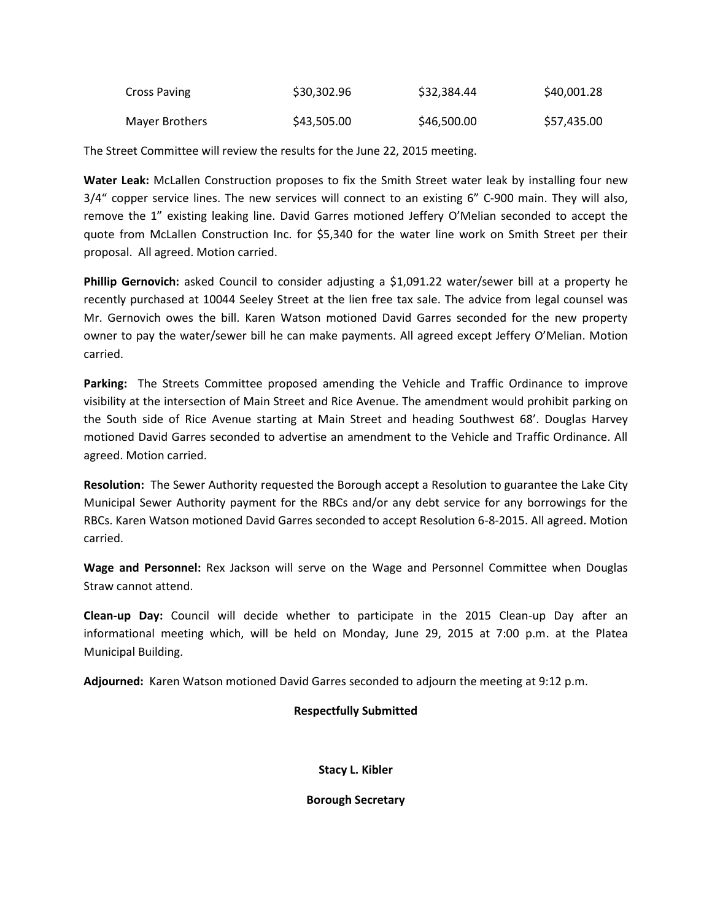| | | | |
|---|---|---|---|
| Cross Paving | \$30,302.96 | \$32,384.44 | \$40,001.28 |
| Mayer Brothers | \$43,505.00 | \$46,500.00 | \$57,435.00 |

The Street Committee will review the results for the June 22, 2015 meeting.

**Water Leak:** McLallen Construction proposes to fix the Smith Street water leak by installing four new 3/4" copper service lines. The new services will connect to an existing 6" C-900 main. They will also, remove the 1" existing leaking line. David Garres motioned Jeffery O'Melian seconded to accept the quote from McLallen Construction Inc. for \$5,340 for the water line work on Smith Street per their proposal. All agreed. Motion carried.

**Phillip Gernovich:** asked Council to consider adjusting a \$1,091.22 water/sewer bill at a property he recently purchased at 10044 Seeley Street at the lien free tax sale. The advice from legal counsel was Mr. Gernovich owes the bill. Karen Watson motioned David Garres seconded for the new property owner to pay the water/sewer bill he can make payments. All agreed except Jeffery O'Melian. Motion carried.

**Parking:** The Streets Committee proposed amending the Vehicle and Traffic Ordinance to improve visibility at the intersection of Main Street and Rice Avenue. The amendment would prohibit parking on the South side of Rice Avenue starting at Main Street and heading Southwest 68'. Douglas Harvey motioned David Garres seconded to advertise an amendment to the Vehicle and Traffic Ordinance. All agreed. Motion carried.

**Resolution:** The Sewer Authority requested the Borough accept a Resolution to guarantee the Lake City Municipal Sewer Authority payment for the RBCs and/or any debt service for any borrowings for the RBCs. Karen Watson motioned David Garres seconded to accept Resolution 6-8-2015. All agreed. Motion carried.

**Wage and Personnel:** Rex Jackson will serve on the Wage and Personnel Committee when Douglas Straw cannot attend.

**Clean-up Day:** Council will decide whether to participate in the 2015 Clean-up Day after an informational meeting which, will be held on Monday, June 29, 2015 at 7:00 p.m. at the Platea Municipal Building.

**Adjourned:** Karen Watson motioned David Garres seconded to adjourn the meeting at 9:12 p.m.

**Respectfully Submitted**

**Stacy L. Kibler**

**Borough Secretary**